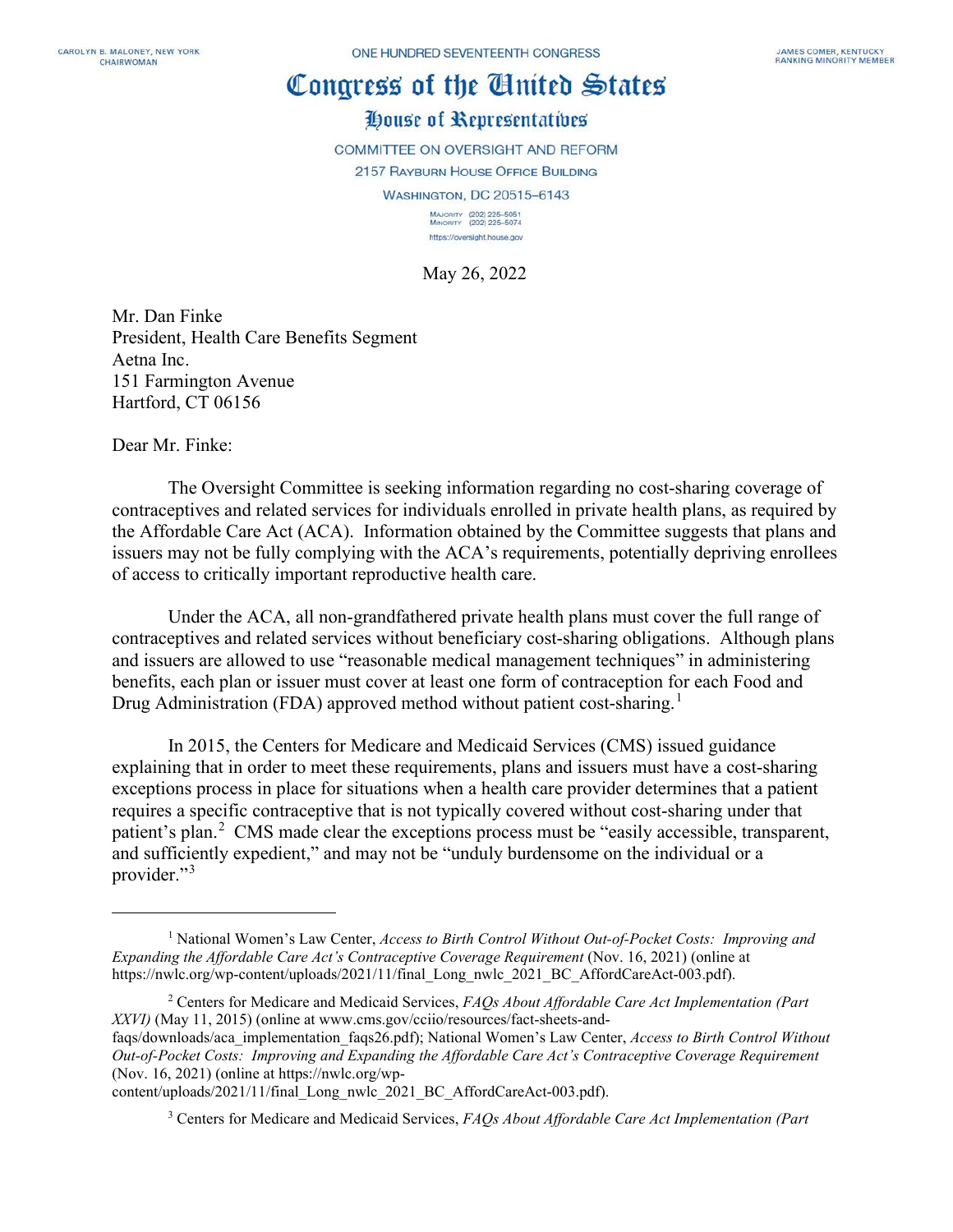CAROLYN B. MALONEY, NEW YORK
CHAIRWOMAN

ONE HUNDRED SEVENTEENTH CONGRESS

JAMES COMER, KENTUCKY
RANKING MINORITY MEMBER

# Congress of the United States

## House of Representatives

COMMITTEE ON OVERSIGHT AND REFORM
2157 RAYBURN HOUSE OFFICE BUILDING
WASHINGTON, DC 20515–6143

MAJORITY (202) 225-5051
MINORITY (202) 225-5074
https://oversight.house.gov

May 26, 2022

Mr. Dan Finke
President, Health Care Benefits Segment
Aetna Inc.
151 Farmington Avenue
Hartford, CT 06156

Dear Mr. Finke:

The Oversight Committee is seeking information regarding no cost-sharing coverage of contraceptives and related services for individuals enrolled in private health plans, as required by the Affordable Care Act (ACA). Information obtained by the Committee suggests that plans and issuers may not be fully complying with the ACA's requirements, potentially depriving enrollees of access to critically important reproductive health care.

Under the ACA, all non-grandfathered private health plans must cover the full range of contraceptives and related services without beneficiary cost-sharing obligations. Although plans and issuers are allowed to use "reasonable medical management techniques" in administering benefits, each plan or issuer must cover at least one form of contraception for each Food and Drug Administration (FDA) approved method without patient cost-sharing.[1]

In 2015, the Centers for Medicare and Medicaid Services (CMS) issued guidance explaining that in order to meet these requirements, plans and issuers must have a cost-sharing exceptions process in place for situations when a health care provider determines that a patient requires a specific contraceptive that is not typically covered without cost-sharing under that patient's plan.[2] CMS made clear the exceptions process must be "easily accessible, transparent, and sufficiently expedient," and may not be "unduly burdensome on the individual or a provider."[3]

---

[1] National Women's Law Center, *Access to Birth Control Without Out-of-Pocket Costs: Improving and Expanding the Affordable Care Act's Contraceptive Coverage Requirement* (Nov. 16, 2021) (online at https://nwlc.org/wp-content/uploads/2021/11/final_Long_nwlc_2021_BC_AffordCareAct-003.pdf).

[2] Centers for Medicare and Medicaid Services, *FAQs About Affordable Care Act Implementation (Part XXVI)* (May 11, 2015) (online at www.cms.gov/cciio/resources/fact-sheets-and-faqs/downloads/aca_implementation_faqs26.pdf); National Women's Law Center, *Access to Birth Control Without Out-of-Pocket Costs: Improving and Expanding the Affordable Care Act's Contraceptive Coverage Requirement* (Nov. 16, 2021) (online at https://nwlc.org/wp-content/uploads/2021/11/final_Long_nwlc_2021_BC_AffordCareAct-003.pdf).

[3] Centers for Medicare and Medicaid Services, *FAQs About Affordable Care Act Implementation (Part*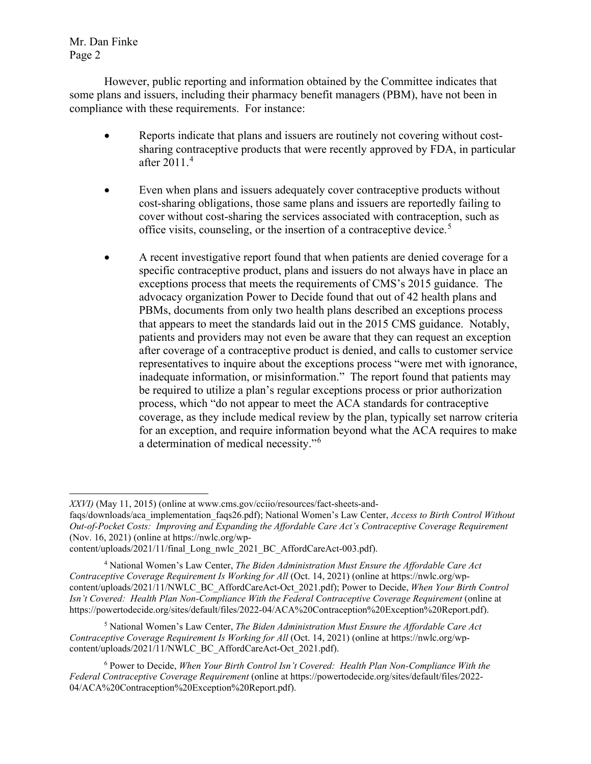However, public reporting and information obtained by the Committee indicates that some plans and issuers, including their pharmacy benefit managers (PBM), have not been in compliance with these requirements. For instance:

- Reports indicate that plans and issuers are routinely not covering without cost-sharing contraceptive products that were recently approved by FDA, in particular after 2011.[4]

- Even when plans and issuers adequately cover contraceptive products without cost-sharing obligations, those same plans and issuers are reportedly failing to cover without cost-sharing the services associated with contraception, such as office visits, counseling, or the insertion of a contraceptive device.[5]

- A recent investigative report found that when patients are denied coverage for a specific contraceptive product, plans and issuers do not always have in place an exceptions process that meets the requirements of CMS's 2015 guidance. The advocacy organization Power to Decide found that out of 42 health plans and PBMs, documents from only two health plans described an exceptions process that appears to meet the standards laid out in the 2015 CMS guidance. Notably, patients and providers may not even be aware that they can request an exception after coverage of a contraceptive product is denied, and calls to customer service representatives to inquire about the exceptions process "were met with ignorance, inadequate information, or misinformation." The report found that patients may be required to utilize a plan's regular exceptions process or prior authorization process, which "do not appear to meet the ACA standards for contraceptive coverage, as they include medical review by the plan, typically set narrow criteria for an exception, and require information beyond what the ACA requires to make a determination of medical necessity."[6]

---

*XXVI)* (May 11, 2015) (online at www.cms.gov/cciio/resources/fact-sheets-and-faqs/downloads/aca_implementation_faqs26.pdf); National Women's Law Center, *Access to Birth Control Without Out-of-Pocket Costs: Improving and Expanding the Affordable Care Act's Contraceptive Coverage Requirement* (Nov. 16, 2021) (online at https://nwlc.org/wp-content/uploads/2021/11/final_Long_nwlc_2021_BC_AffordCareAct-003.pdf).

[4] National Women's Law Center, *The Biden Administration Must Ensure the Affordable Care Act Contraceptive Coverage Requirement Is Working for All* (Oct. 14, 2021) (online at https://nwlc.org/wp-content/uploads/2021/11/NWLC_BC_AffordCareAct-Oct_2021.pdf); Power to Decide, *When Your Birth Control Isn't Covered: Health Plan Non-Compliance With the Federal Contraceptive Coverage Requirement* (online at https://powertodecide.org/sites/default/files/2022-04/ACA%20Contraception%20Exception%20Report.pdf).

[5] National Women's Law Center, *The Biden Administration Must Ensure the Affordable Care Act Contraceptive Coverage Requirement Is Working for All* (Oct. 14, 2021) (online at https://nwlc.org/wp-content/uploads/2021/11/NWLC_BC_AffordCareAct-Oct_2021.pdf).

[6] Power to Decide, *When Your Birth Control Isn't Covered: Health Plan Non-Compliance With the Federal Contraceptive Coverage Requirement* (online at https://powertodecide.org/sites/default/files/2022-04/ACA%20Contraception%20Exception%20Report.pdf).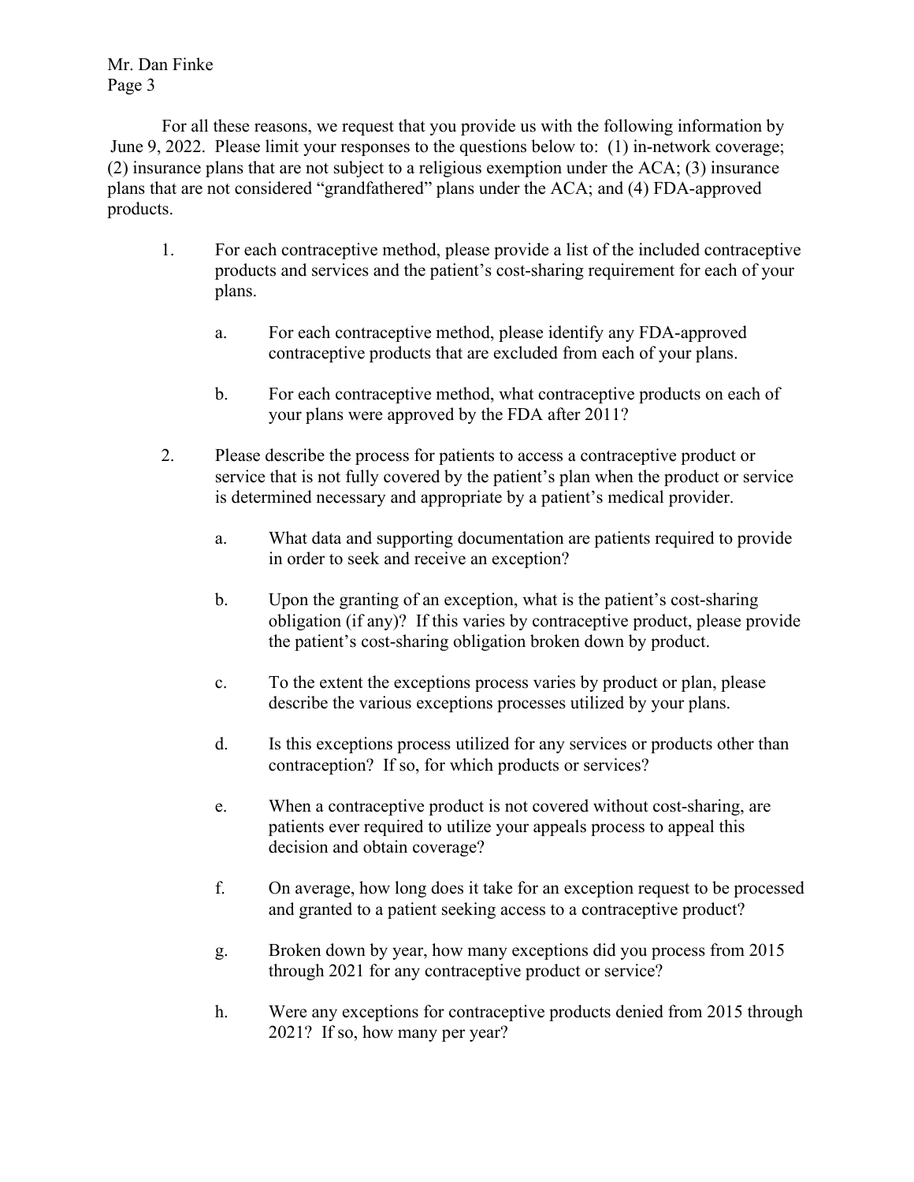For all these reasons, we request that you provide us with the following information by June 9, 2022. Please limit your responses to the questions below to: (1) in-network coverage; (2) insurance plans that are not subject to a religious exemption under the ACA; (3) insurance plans that are not considered "grandfathered" plans under the ACA; and (4) FDA-approved products.

1. For each contraceptive method, please provide a list of the included contraceptive products and services and the patient's cost-sharing requirement for each of your plans.

   a. For each contraceptive method, please identify any FDA-approved contraceptive products that are excluded from each of your plans.

   b. For each contraceptive method, what contraceptive products on each of your plans were approved by the FDA after 2011?

2. Please describe the process for patients to access a contraceptive product or service that is not fully covered by the patient's plan when the product or service is determined necessary and appropriate by a patient's medical provider.

   a. What data and supporting documentation are patients required to provide in order to seek and receive an exception?

   b. Upon the granting of an exception, what is the patient's cost-sharing obligation (if any)? If this varies by contraceptive product, please provide the patient's cost-sharing obligation broken down by product.

   c. To the extent the exceptions process varies by product or plan, please describe the various exceptions processes utilized by your plans.

   d. Is this exceptions process utilized for any services or products other than contraception? If so, for which products or services?

   e. When a contraceptive product is not covered without cost-sharing, are patients ever required to utilize your appeals process to appeal this decision and obtain coverage?

   f. On average, how long does it take for an exception request to be processed and granted to a patient seeking access to a contraceptive product?

   g. Broken down by year, how many exceptions did you process from 2015 through 2021 for any contraceptive product or service?

   h. Were any exceptions for contraceptive products denied from 2015 through 2021? If so, how many per year?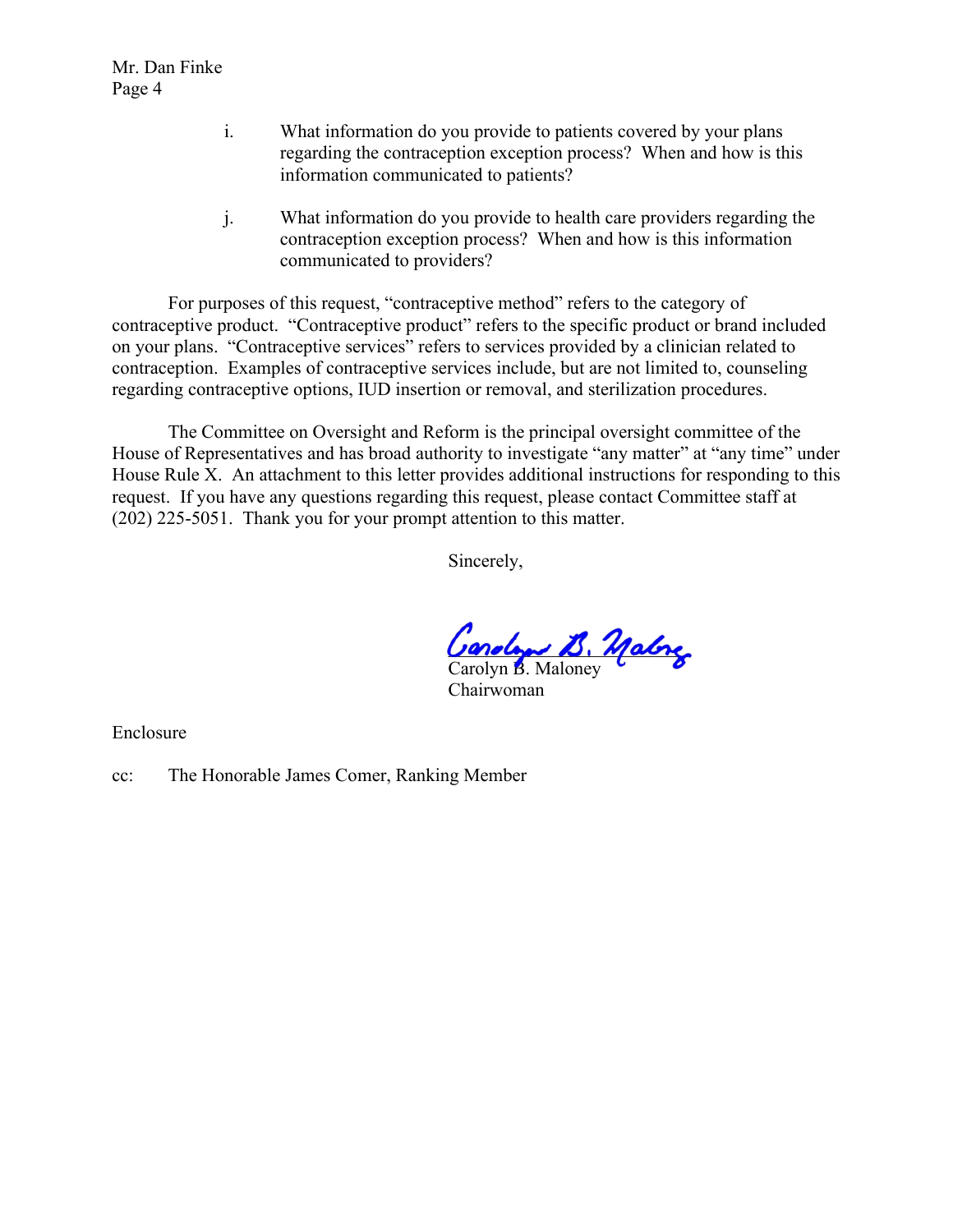i. What information do you provide to patients covered by your plans regarding the contraception exception process? When and how is this information communicated to patients?

j. What information do you provide to health care providers regarding the contraception exception process? When and how is this information communicated to providers?

For purposes of this request, "contraceptive method" refers to the category of contraceptive product. "Contraceptive product" refers to the specific product or brand included on your plans. "Contraceptive services" refers to services provided by a clinician related to contraception. Examples of contraceptive services include, but are not limited to, counseling regarding contraceptive options, IUD insertion or removal, and sterilization procedures.

The Committee on Oversight and Reform is the principal oversight committee of the House of Representatives and has broad authority to investigate "any matter" at "any time" under House Rule X. An attachment to this letter provides additional instructions for responding to this request. If you have any questions regarding this request, please contact Committee staff at (202) 225-5051. Thank you for your prompt attention to this matter.

Sincerely,

Carolyn B. Maloney
Chairwoman

Enclosure

cc: The Honorable James Comer, Ranking Member